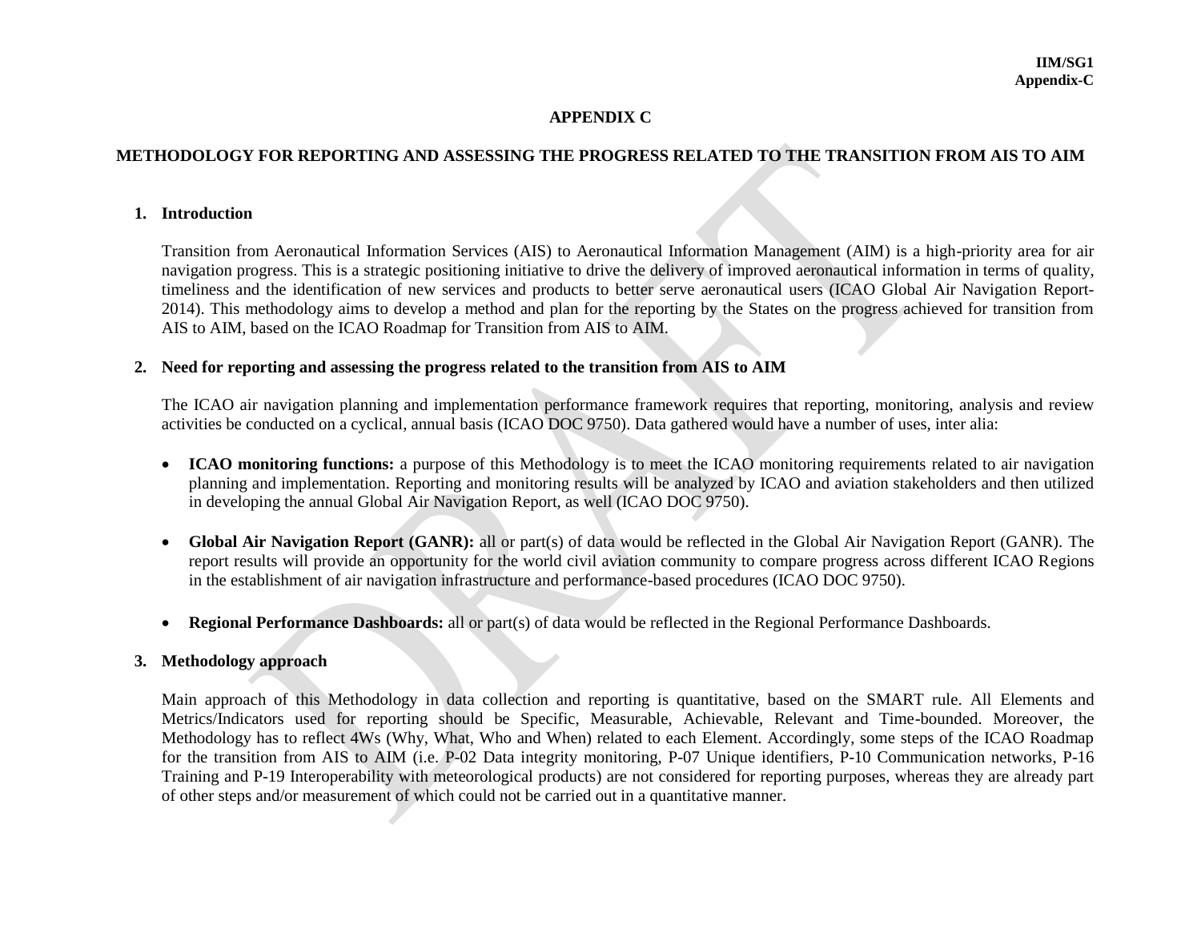# APPENDIX C

## METHODOLOGY FOR REPORTING AND ASSESSING THE PROGRESS RELATED TO THE TRANSITION FROM AIS TO AIM

### 1. Introduction

Transition from Aeronautical Information Services (AIS) to Aeronautical Information Management (AIM) is a high-priority area for air navigation progress. This is a strategic positioning initiative to drive the delivery of improved aeronautical information in terms of quality, timeliness and the identification of new services and products to better serve aeronautical users (ICAO Global Air Navigation Report-2014). This methodology aims to develop a method and plan for the reporting by the States on the progress achieved for transition from AIS to AIM, based on the ICAO Roadmap for Transition from AIS to AIM.

### 2. Need for reporting and assessing the progress related to the transition from AIS to AIM

The ICAO air navigation planning and implementation performance framework requires that reporting, monitoring, analysis and review activities be conducted on a cyclical, annual basis (ICAO DOC 9750). Data gathered would have a number of uses, inter alia:

- **ICAO monitoring functions:** a purpose of this Methodology is to meet the ICAO monitoring requirements related to air navigation planning and implementation. Reporting and monitoring results will be analyzed by ICAO and aviation stakeholders and then utilized in developing the annual Global Air Navigation Report, as well (ICAO DOC 9750).

- **Global Air Navigation Report (GANR):** all or part(s) of data would be reflected in the Global Air Navigation Report (GANR). The report results will provide an opportunity for the world civil aviation community to compare progress across different ICAO Regions in the establishment of air navigation infrastructure and performance-based procedures (ICAO DOC 9750).

- **Regional Performance Dashboards:** all or part(s) of data would be reflected in the Regional Performance Dashboards.

### 3. Methodology approach

Main approach of this Methodology in data collection and reporting is quantitative, based on the SMART rule. All Elements and Metrics/Indicators used for reporting should be Specific, Measurable, Achievable, Relevant and Time-bounded. Moreover, the Methodology has to reflect 4Ws (Why, What, Who and When) related to each Element. Accordingly, some steps of the ICAO Roadmap for the transition from AIS to AIM (i.e. P-02 Data integrity monitoring, P-07 Unique identifiers, P-10 Communication networks, P-16 Training and P-19 Interoperability with meteorological products) are not considered for reporting purposes, whereas they are already part of other steps and/or measurement of which could not be carried out in a quantitative manner.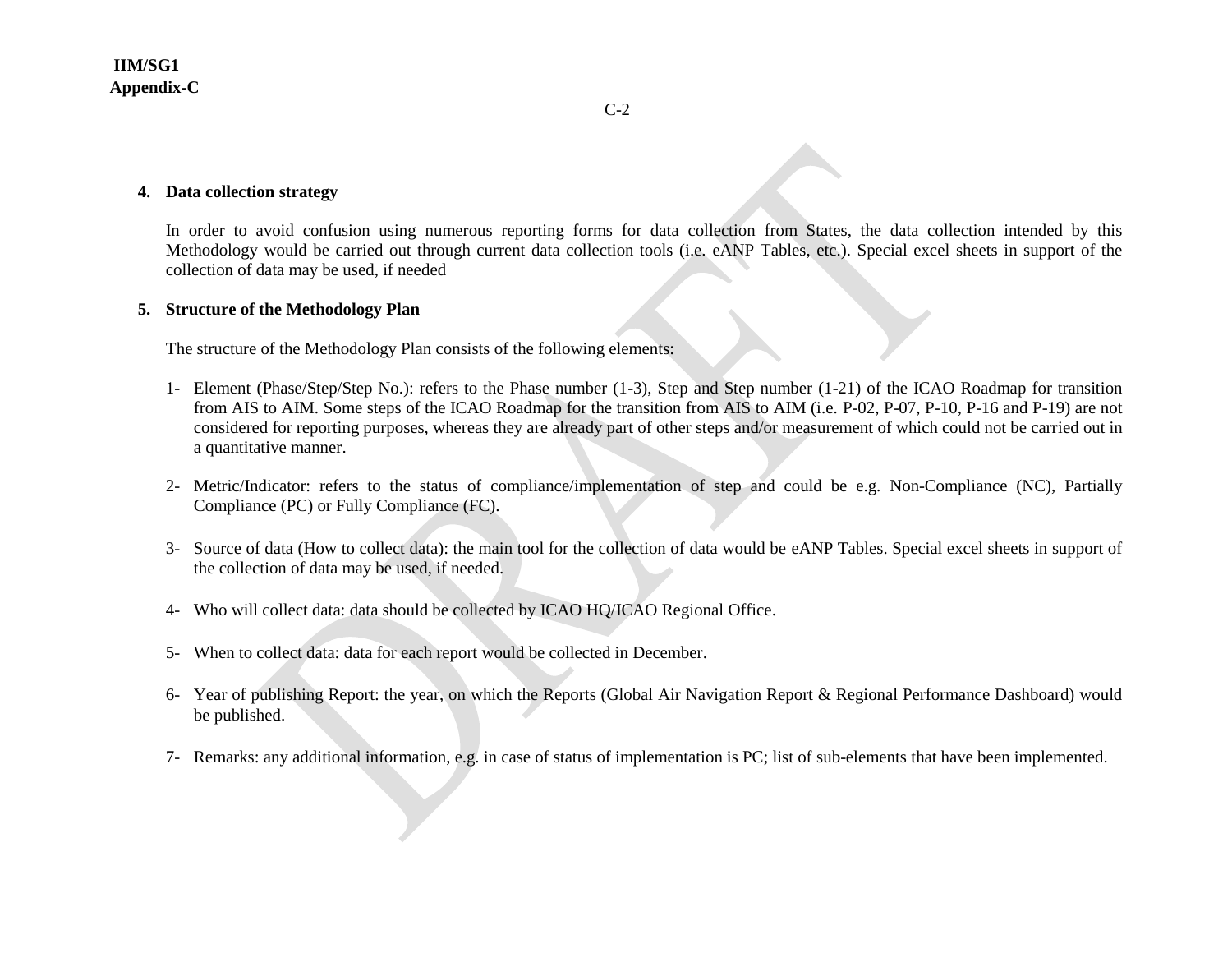**4. Data collection strategy**

In order to avoid confusion using numerous reporting forms for data collection from States, the data collection intended by this Methodology would be carried out through current data collection tools (i.e. eANP Tables, etc.). Special excel sheets in support of the collection of data may be used, if needed

**5. Structure of the Methodology Plan**

The structure of the Methodology Plan consists of the following elements:

1- Element (Phase/Step/Step No.): refers to the Phase number (1-3), Step and Step number (1-21) of the ICAO Roadmap for transition from AIS to AIM. Some steps of the ICAO Roadmap for the transition from AIS to AIM (i.e. P-02, P-07, P-10, P-16 and P-19) are not considered for reporting purposes, whereas they are already part of other steps and/or measurement of which could not be carried out in a quantitative manner.

2- Metric/Indicator: refers to the status of compliance/implementation of step and could be e.g. Non-Compliance (NC), Partially Compliance (PC) or Fully Compliance (FC).

3- Source of data (How to collect data): the main tool for the collection of data would be eANP Tables. Special excel sheets in support of the collection of data may be used, if needed.

4- Who will collect data: data should be collected by ICAO HQ/ICAO Regional Office.

5- When to collect data: data for each report would be collected in December.

6- Year of publishing Report: the year, on which the Reports (Global Air Navigation Report & Regional Performance Dashboard) would be published.

7- Remarks: any additional information, e.g. in case of status of implementation is PC; list of sub-elements that have been implemented.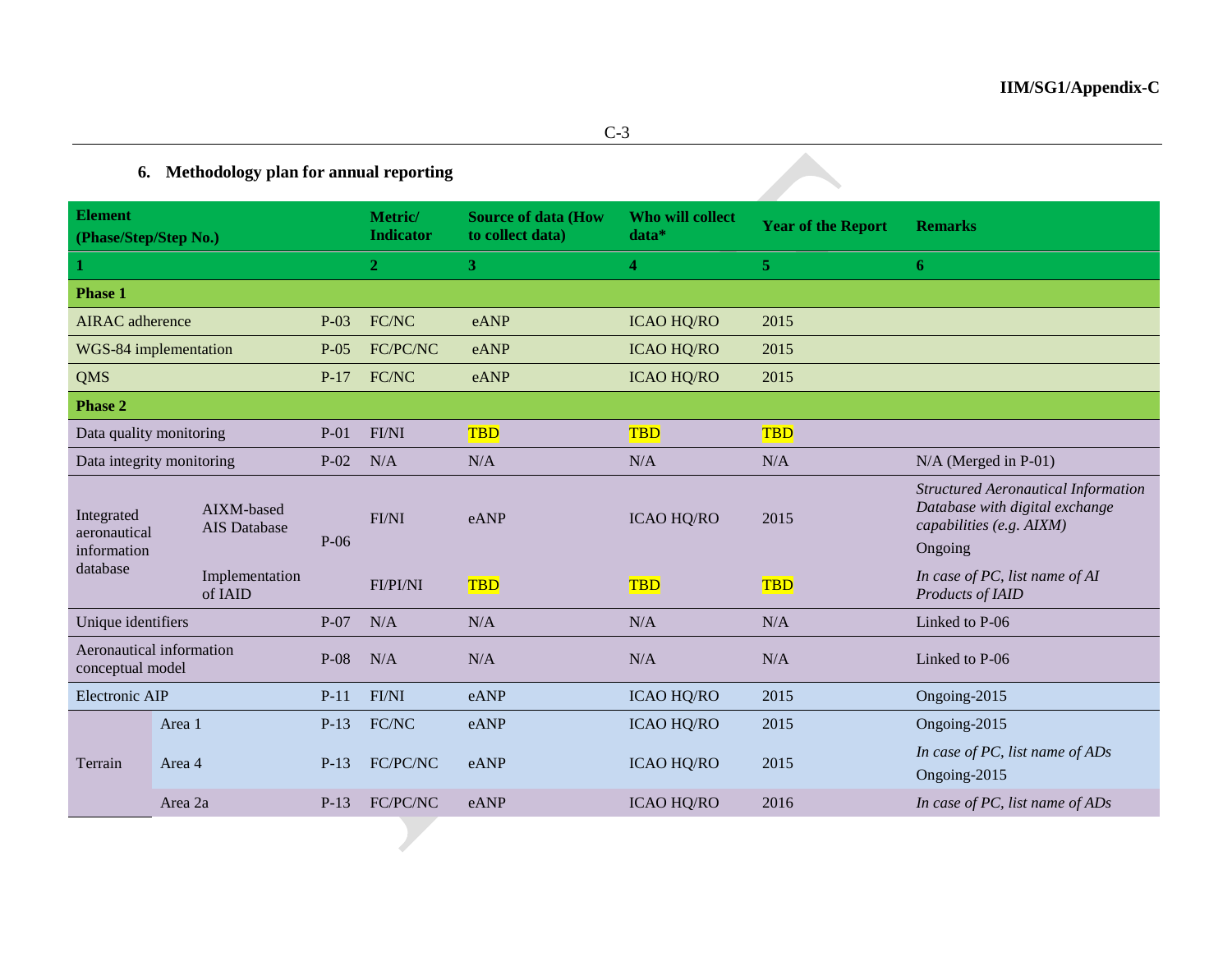### 6. Methodology plan for annual reporting

| Element (Phase/Step/Step No.) | | | Metric/ Indicator | Source of data (How to collect data) | Who will collect data* | Year of the Report | Remarks |
|---|---|---|---|---|---|---|---|
| **1** | | | **2** | **3** | **4** | **5** | **6** |
| **Phase 1** | | | | | | | |
| AIRAC adherence | | P-03 | FC/NC | eANP | ICAO HQ/RO | 2015 | |
| WGS-84 implementation | | P-05 | FC/PC/NC | eANP | ICAO HQ/RO | 2015 | |
| QMS | | P-17 | FC/NC | eANP | ICAO HQ/RO | 2015 | |
| **Phase 2** | | | | | | | |
| Data quality monitoring | | P-01 | FI/NI | TBD | TBD | TBD | |
| Data integrity monitoring | | P-02 | N/A | N/A | N/A | N/A | N/A (Merged in P-01) |
| Integrated aeronautical information database | AIXM-based AIS Database | P-06 | FI/NI | eANP | ICAO HQ/RO | 2015 | *Structured Aeronautical Information Database with digital exchange capabilities (e.g. AIXM)* Ongoing |
| | Implementation of IAID | | FI/PI/NI | TBD | TBD | TBD | *In case of PC, list name of AI Products of IAID* |
| Unique identifiers | | P-07 | N/A | N/A | N/A | N/A | Linked to P-06 |
| Aeronautical information conceptual model | | P-08 | N/A | N/A | N/A | N/A | Linked to P-06 |
| Electronic AIP | | P-11 | FI/NI | eANP | ICAO HQ/RO | 2015 | Ongoing-2015 |
| Terrain | Area 1 | P-13 | FC/NC | eANP | ICAO HQ/RO | 2015 | Ongoing-2015 |
| | Area 4 | P-13 | FC/PC/NC | eANP | ICAO HQ/RO | 2015 | *In case of PC, list name of ADs* Ongoing-2015 |
| | Area 2a | P-13 | FC/PC/NC | eANP | ICAO HQ/RO | 2016 | *In case of PC, list name of ADs* |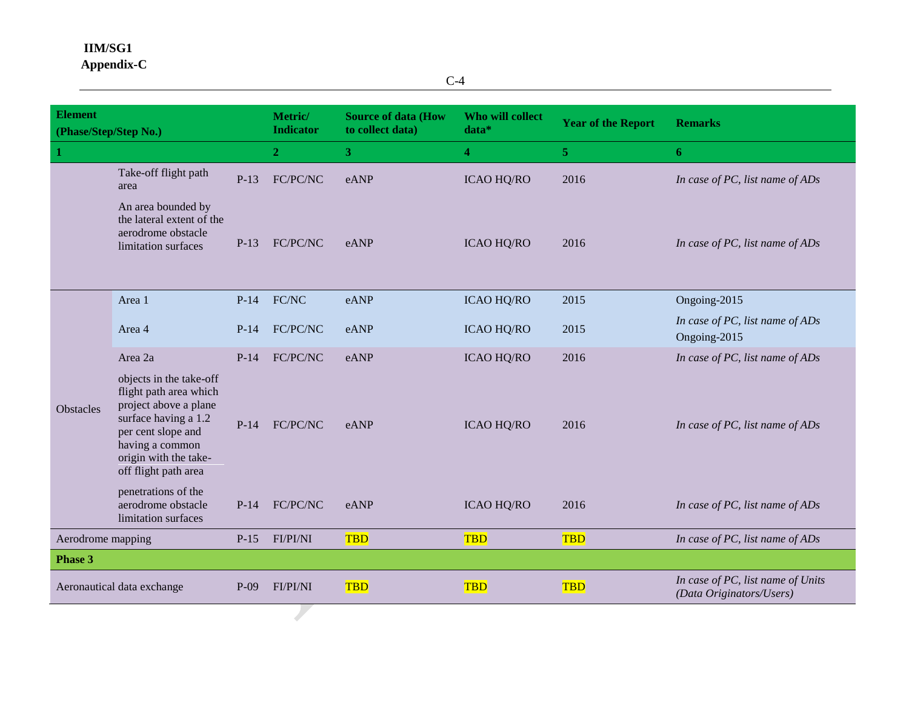| Element (Phase/Step/Step No.) | | | Metric/ Indicator | Source of data (How to collect data) | Who will collect data* | Year of the Report | Remarks |
|---|---|---|---|---|---|---|---|
| 1 | | | 2 | 3 | 4 | 5 | 6 |
| | Take-off flight path area | P-13 | FC/PC/NC | eANP | ICAO HQ/RO | 2016 | *In case of PC, list name of ADs* |
| | An area bounded by the lateral extent of the aerodrome obstacle limitation surfaces | P-13 | FC/PC/NC | eANP | ICAO HQ/RO | 2016 | *In case of PC, list name of ADs* |
| Obstacles | Area 1 | P-14 | FC/NC | eANP | ICAO HQ/RO | 2015 | Ongoing-2015 |
| | Area 4 | P-14 | FC/PC/NC | eANP | ICAO HQ/RO | 2015 | *In case of PC, list name of ADs* Ongoing-2015 |
| | Area 2a | P-14 | FC/PC/NC | eANP | ICAO HQ/RO | 2016 | *In case of PC, list name of ADs* |
| | objects in the take-off flight path area which project above a plane surface having a 1.2 per cent slope and having a common origin with the take-off flight path area | P-14 | FC/PC/NC | eANP | ICAO HQ/RO | 2016 | *In case of PC, list name of ADs* |
| | penetrations of the aerodrome obstacle limitation surfaces | P-14 | FC/PC/NC | eANP | ICAO HQ/RO | 2016 | *In case of PC, list name of ADs* |
| Aerodrome mapping | | P-15 | FI/PI/NI | TBD | TBD | TBD | *In case of PC, list name of ADs* |
| **Phase 3** | | | | | | | |
| Aeronautical data exchange | | P-09 | FI/PI/NI | TBD | TBD | TBD | *In case of PC, list name of Units (Data Originators/Users)* |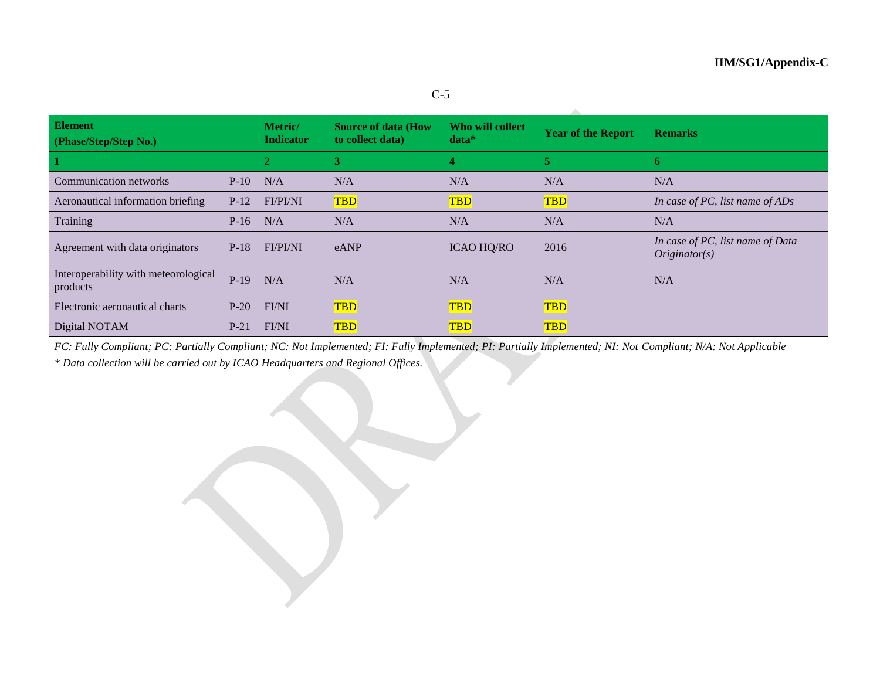| Element (Phase/Step/Step No.) | | Metric/ Indicator | Source of data (How to collect data) | Who will collect data* | Year of the Report | Remarks |
|---|---|---|---|---|---|---|
| **1** | | **2** | **3** | **4** | **5** | **6** |
| Communication networks | P-10 | N/A | N/A | N/A | N/A | N/A |
| Aeronautical information briefing | P-12 | FI/PI/NI | TBD | TBD | TBD | *In case of PC, list name of ADs* |
| Training | P-16 | N/A | N/A | N/A | N/A | N/A |
| Agreement with data originators | P-18 | FI/PI/NI | eANP | ICAO HQ/RO | 2016 | *In case of PC, list name of Data Originator(s)* |
| Interoperability with meteorological products | P-19 | N/A | N/A | N/A | N/A | N/A |
| Electronic aeronautical charts | P-20 | FI/NI | TBD | TBD | TBD | |
| Digital NOTAM | P-21 | FI/NI | TBD | TBD | TBD | |

*FC: Fully Compliant; PC: Partially Compliant; NC: Not Implemented; FI: Fully Implemented; PI: Partially Implemented; NI: Not Compliant; N/A: Not Applicable*

*\* Data collection will be carried out by ICAO Headquarters and Regional Offices.*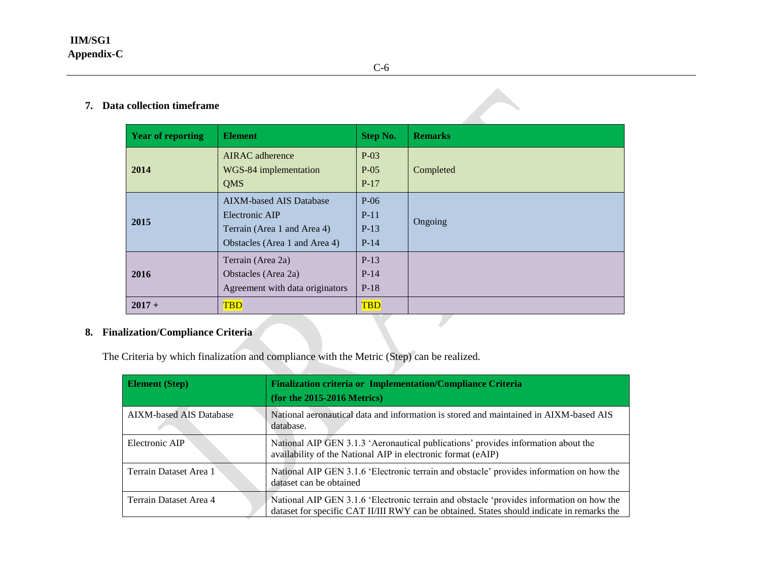## 7. Data collection timeframe

| Year of reporting | Element | Step No. | Remarks |
|---|---|---|---|
| **2014** | AIRAC adherence<br>WGS-84 implementation<br>QMS | P-03<br>P-05<br>P-17 | Completed |
| **2015** | AIXM-based AIS Database<br>Electronic AIP<br>Terrain (Area 1 and Area 4)<br>Obstacles (Area 1 and Area 4) | P-06<br>P-11<br>P-13<br>P-14 | Ongoing |
| **2016** | Terrain (Area 2a)<br>Obstacles (Area 2a)<br>Agreement with data originators | P-13<br>P-14<br>P-18 | |
| **2017 +** | TBD | TBD | |

## 8. Finalization/Compliance Criteria

The Criteria by which finalization and compliance with the Metric (Step) can be realized.

| Element (Step) | Finalization criteria or Implementation/Compliance Criteria (for the 2015-2016 Metrics) |
|---|---|
| AIXM-based AIS Database | National aeronautical data and information is stored and maintained in AIXM-based AIS database. |
| Electronic AIP | National AIP GEN 3.1.3 'Aeronautical publications' provides information about the availability of the National AIP in electronic format (eAIP) |
| Terrain Dataset Area 1 | National AIP GEN 3.1.6 'Electronic terrain and obstacle' provides information on how the dataset can be obtained |
| Terrain Dataset Area 4 | National AIP GEN 3.1.6 'Electronic terrain and obstacle 'provides information on how the dataset for specific CAT II/III RWY can be obtained. States should indicate in remarks the |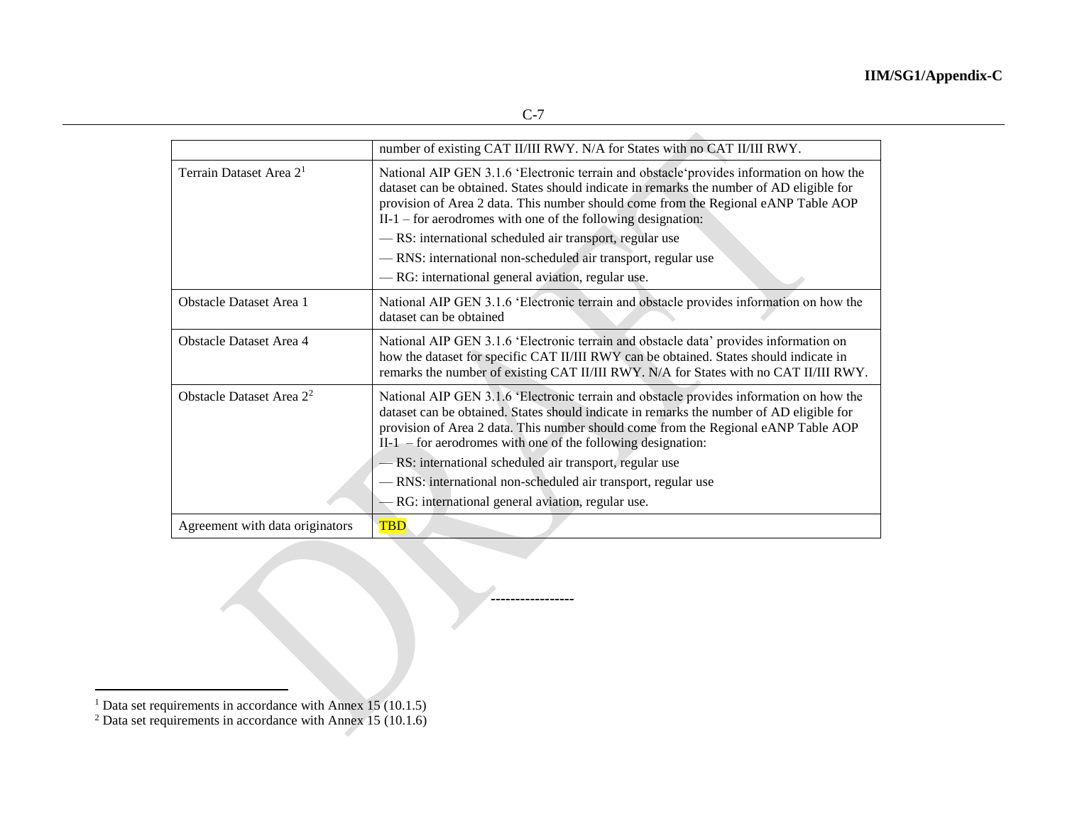| | |
|---|---|
| | number of existing CAT II/III RWY. N/A for States with no CAT II/III RWY. |
| Terrain Dataset Area 2[1] | National AIP GEN 3.1.6 'Electronic terrain and obstacle'provides information on how the dataset can be obtained. States should indicate in remarks the number of AD eligible for provision of Area 2 data. This number should come from the Regional eANP Table AOP II-1 – for aerodromes with one of the following designation:<br>— RS: international scheduled air transport, regular use<br>— RNS: international non-scheduled air transport, regular use<br>— RG: international general aviation, regular use. |
| Obstacle Dataset Area 1 | National AIP GEN 3.1.6 'Electronic terrain and obstacle provides information on how the dataset can be obtained |
| Obstacle Dataset Area 4 | National AIP GEN 3.1.6 'Electronic terrain and obstacle data' provides information on how the dataset for specific CAT II/III RWY can be obtained. States should indicate in remarks the number of existing CAT II/III RWY. N/A for States with no CAT II/III RWY. |
| Obstacle Dataset Area 2[2] | National AIP GEN 3.1.6 'Electronic terrain and obstacle provides information on how the dataset can be obtained. States should indicate in remarks the number of AD eligible for provision of Area 2 data. This number should come from the Regional eANP Table AOP II-1 – for aerodromes with one of the following designation:<br>— RS: international scheduled air transport, regular use<br>— RNS: international non-scheduled air transport, regular use<br>— RG: international general aviation, regular use. |
| Agreement with data originators | TBD |

-----------------

[1] Data set requirements in accordance with Annex 15 (10.1.5)

[2] Data set requirements in accordance with Annex 15 (10.1.6)